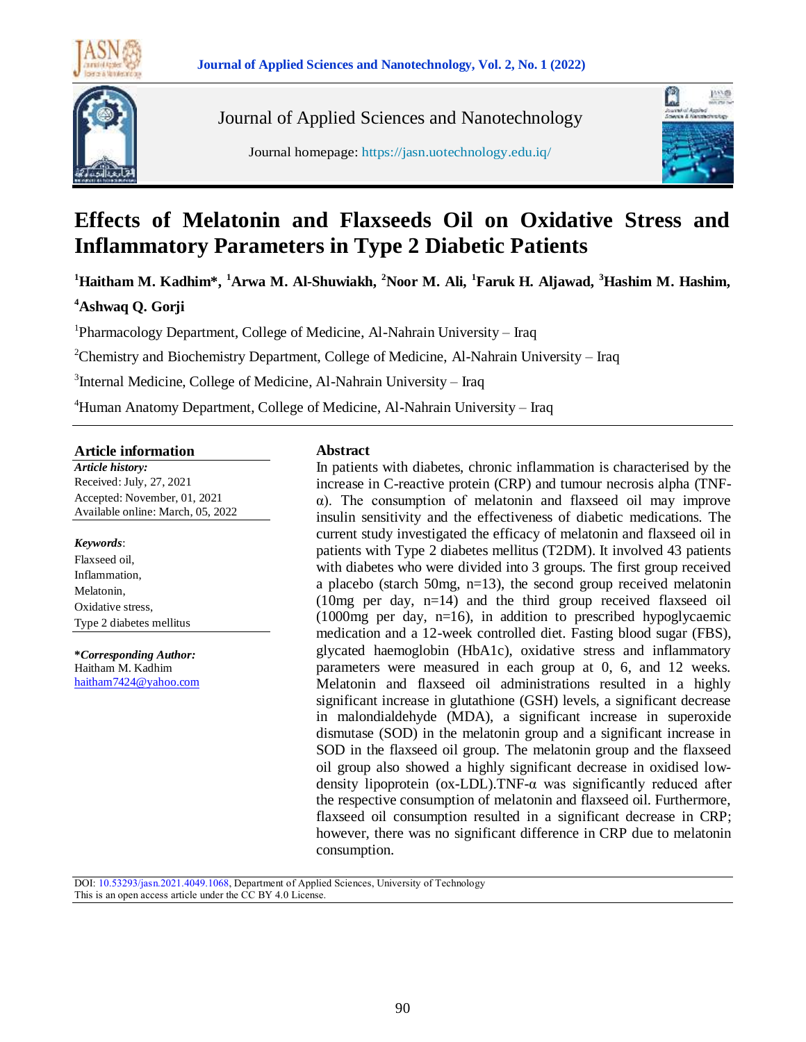# Effects of Melatonin and Flaxseeds Oil on Oxidative Stress and Inflammatory Parameters in Type 2 Diabetic Patients

**[1]Haitham M. Kadhim*, [1]Arwa M. Al-Shuwiakh, [2]Noor M. Ali, [1]Faruk H. Aljawad, [3]Hashim M. Hashim, [4]Ashwaq Q. Gorji**

[1]Pharmacology Department, College of Medicine, Al-Nahrain University – Iraq

[2]Chemistry and Biochemistry Department, College of Medicine, Al-Nahrain University – Iraq

[3]Internal Medicine, College of Medicine, Al-Nahrain University – Iraq

[4]Human Anatomy Department, College of Medicine, Al-Nahrain University – Iraq

## Article information

***Article history:***

Received: July, 27, 2021

Accepted: November, 01, 2021

Available online: March, 05, 2022

***Keywords***:

Flaxseed oil,

Inflammation,

Melatonin,

Oxidative stress,

Type 2 diabetes mellitus

***\*Corresponding Author:***

Haitham M. Kadhim

haitham7424@yahoo.com

## Abstract

In patients with diabetes, chronic inflammation is characterised by the increase in C-reactive protein (CRP) and tumour necrosis alpha (TNF-α). The consumption of melatonin and flaxseed oil may improve insulin sensitivity and the effectiveness of diabetic medications. The current study investigated the efficacy of melatonin and flaxseed oil in patients with Type 2 diabetes mellitus (T2DM). It involved 43 patients with diabetes who were divided into 3 groups. The first group received a placebo (starch 50mg, n=13), the second group received melatonin (10mg per day, n=14) and the third group received flaxseed oil (1000mg per day, n=16), in addition to prescribed hypoglycaemic medication and a 12-week controlled diet. Fasting blood sugar (FBS), glycated haemoglobin (HbA1c), oxidative stress and inflammatory parameters were measured in each group at 0, 6, and 12 weeks. Melatonin and flaxseed oil administrations resulted in a highly significant increase in glutathione (GSH) levels, a significant decrease in malondialdehyde (MDA), a significant increase in superoxide dismutase (SOD) in the melatonin group and a significant increase in SOD in the flaxseed oil group. The melatonin group and the flaxseed oil group also showed a highly significant decrease in oxidised low-density lipoprotein (ox-LDL).TNF-α was significantly reduced after the respective consumption of melatonin and flaxseed oil. Furthermore, flaxseed oil consumption resulted in a significant decrease in CRP; however, there was no significant difference in CRP due to melatonin consumption.

DOI: 10.53293/jasn.2021.4049.1068, Department of Applied Sciences, University of Technology

This is an open access article under the CC BY 4.0 License.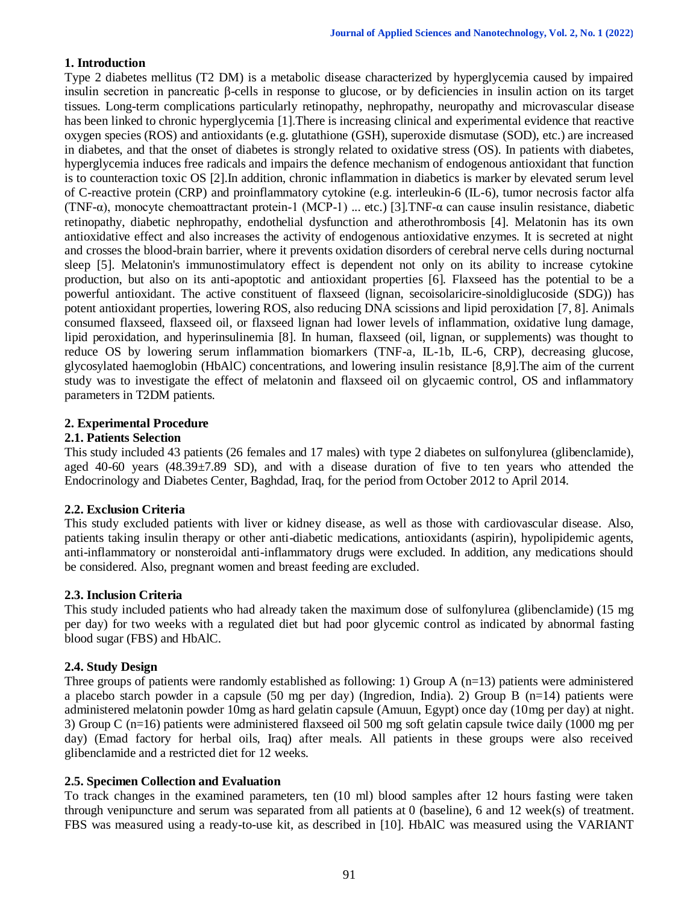## 1. Introduction

Type 2 diabetes mellitus (T2 DM) is a metabolic disease characterized by hyperglycemia caused by impaired insulin secretion in pancreatic β-cells in response to glucose, or by deficiencies in insulin action on its target tissues. Long-term complications particularly retinopathy, nephropathy, neuropathy and microvascular disease has been linked to chronic hyperglycemia [1].There is increasing clinical and experimental evidence that reactive oxygen species (ROS) and antioxidants (e.g. glutathione (GSH), superoxide dismutase (SOD), etc.) are increased in diabetes, and that the onset of diabetes is strongly related to oxidative stress (OS). In patients with diabetes, hyperglycemia induces free radicals and impairs the defence mechanism of endogenous antioxidant that function is to counteraction toxic OS [2].In addition, chronic inflammation in diabetics is marker by elevated serum level of C-reactive protein (CRP) and proinflammatory cytokine (e.g. interleukin-6 (IL-6), tumor necrosis factor alfa (TNF-α), monocyte chemoattractant protein-1 (MCP-1) ... etc.) [3].TNF-α can cause insulin resistance, diabetic retinopathy, diabetic nephropathy, endothelial dysfunction and atherothrombosis [4]. Melatonin has its own antioxidative effect and also increases the activity of endogenous antioxidative enzymes. It is secreted at night and crosses the blood-brain barrier, where it prevents oxidation disorders of cerebral nerve cells during nocturnal sleep [5]. Melatonin's immunostimulatory effect is dependent not only on its ability to increase cytokine production, but also on its anti-apoptotic and antioxidant properties [6]. Flaxseed has the potential to be a powerful antioxidant. The active constituent of flaxseed (lignan, secoisolaricire-sinoldiglucoside (SDG)) has potent antioxidant properties, lowering ROS, also reducing DNA scissions and lipid peroxidation [7, 8]. Animals consumed flaxseed, flaxseed oil, or flaxseed lignan had lower levels of inflammation, oxidative lung damage, lipid peroxidation, and hyperinsulinemia [8]. In human, flaxseed (oil, lignan, or supplements) was thought to reduce OS by lowering serum inflammation biomarkers (TNF-a, IL-1b, IL-6, CRP), decreasing glucose, glycosylated haemoglobin (HbAlC) concentrations, and lowering insulin resistance [8,9].The aim of the current study was to investigate the effect of melatonin and flaxseed oil on glycaemic control, OS and inflammatory parameters in T2DM patients.

## 2. Experimental Procedure

### 2.1. Patients Selection

This study included 43 patients (26 females and 17 males) with type 2 diabetes on sulfonylurea (glibenclamide), aged 40-60 years (48.39±7.89 SD), and with a disease duration of five to ten years who attended the Endocrinology and Diabetes Center, Baghdad, Iraq, for the period from October 2012 to April 2014.

### 2.2. Exclusion Criteria

This study excluded patients with liver or kidney disease, as well as those with cardiovascular disease. Also, patients taking insulin therapy or other anti-diabetic medications, antioxidants (aspirin), hypolipidemic agents, anti-inflammatory or nonsteroidal anti-inflammatory drugs were excluded. In addition, any medications should be considered. Also, pregnant women and breast feeding are excluded.

### 2.3. Inclusion Criteria

This study included patients who had already taken the maximum dose of sulfonylurea (glibenclamide) (15 mg per day) for two weeks with a regulated diet but had poor glycemic control as indicated by abnormal fasting blood sugar (FBS) and HbAlC.

### 2.4. Study Design

Three groups of patients were randomly established as following: 1) Group A (n=13) patients were administered a placebo starch powder in a capsule (50 mg per day) (Ingredion, India). 2) Group B (n=14) patients were administered melatonin powder 10mg as hard gelatin capsule (Amuun, Egypt) once day (10mg per day) at night. 3) Group C (n=16) patients were administered flaxseed oil 500 mg soft gelatin capsule twice daily (1000 mg per day) (Emad factory for herbal oils, Iraq) after meals. All patients in these groups were also received glibenclamide and a restricted diet for 12 weeks.

### 2.5. Specimen Collection and Evaluation

To track changes in the examined parameters, ten (10 ml) blood samples after 12 hours fasting were taken through venipuncture and serum was separated from all patients at 0 (baseline), 6 and 12 week(s) of treatment. FBS was measured using a ready-to-use kit, as described in [10]. HbAlC was measured using the VARIANT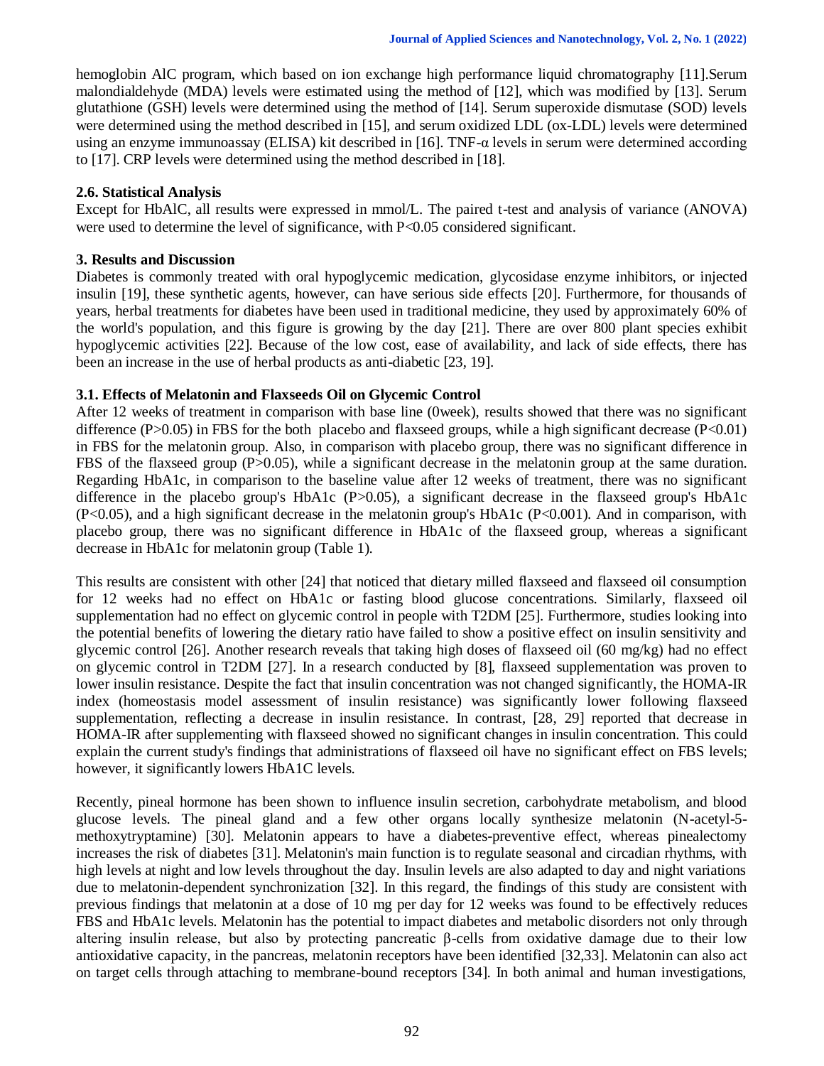hemoglobin AlC program, which based on ion exchange high performance liquid chromatography [11].Serum malondialdehyde (MDA) levels were estimated using the method of [12], which was modified by [13]. Serum glutathione (GSH) levels were determined using the method of [14]. Serum superoxide dismutase (SOD) levels were determined using the method described in [15], and serum oxidized LDL (ox-LDL) levels were determined using an enzyme immunoassay (ELISA) kit described in [16]. TNF-α levels in serum were determined according to [17]. CRP levels were determined using the method described in [18].

### 2.6. Statistical Analysis

Except for HbAlC, all results were expressed in mmol/L. The paired t-test and analysis of variance (ANOVA) were used to determine the level of significance, with $P<0.05$ considered significant.

## 3. Results and Discussion

Diabetes is commonly treated with oral hypoglycemic medication, glycosidase enzyme inhibitors, or injected insulin [19], these synthetic agents, however, can have serious side effects [20]. Furthermore, for thousands of years, herbal treatments for diabetes have been used in traditional medicine, they used by approximately 60% of the world's population, and this figure is growing by the day [21]. There are over 800 plant species exhibit hypoglycemic activities [22]. Because of the low cost, ease of availability, and lack of side effects, there has been an increase in the use of herbal products as anti-diabetic [23, 19].

### 3.1. Effects of Melatonin and Flaxseeds Oil on Glycemic Control

After 12 weeks of treatment in comparison with base line (0week), results showed that there was no significant difference ($P>0.05$) in FBS for the both placebo and flaxseed groups, while a high significant decrease ($P<0.01$) in FBS for the melatonin group. Also, in comparison with placebo group, there was no significant difference in FBS of the flaxseed group ($P>0.05$), while a significant decrease in the melatonin group at the same duration. Regarding HbA1c, in comparison to the baseline value after 12 weeks of treatment, there was no significant difference in the placebo group's HbA1c ($P>0.05$), a significant decrease in the flaxseed group's HbA1c ($P<0.05$), and a high significant decrease in the melatonin group's HbA1c ($P<0.001$). And in comparison, with placebo group, there was no significant difference in HbA1c of the flaxseed group, whereas a significant decrease in HbA1c for melatonin group (Table 1).

This results are consistent with other [24] that noticed that dietary milled flaxseed and flaxseed oil consumption for 12 weeks had no effect on HbA1c or fasting blood glucose concentrations. Similarly, flaxseed oil supplementation had no effect on glycemic control in people with T2DM [25]. Furthermore, studies looking into the potential benefits of lowering the dietary ratio have failed to show a positive effect on insulin sensitivity and glycemic control [26]. Another research reveals that taking high doses of flaxseed oil (60 mg/kg) had no effect on glycemic control in T2DM [27]. In a research conducted by [8], flaxseed supplementation was proven to lower insulin resistance. Despite the fact that insulin concentration was not changed significantly, the HOMA-IR index (homeostasis model assessment of insulin resistance) was significantly lower following flaxseed supplementation, reflecting a decrease in insulin resistance. In contrast, [28, 29] reported that decrease in HOMA-IR after supplementing with flaxseed showed no significant changes in insulin concentration. This could explain the current study's findings that administrations of flaxseed oil have no significant effect on FBS levels; however, it significantly lowers HbA1C levels.

Recently, pineal hormone has been shown to influence insulin secretion, carbohydrate metabolism, and blood glucose levels. The pineal gland and a few other organs locally synthesize melatonin (N-acetyl-5-methoxytryptamine) [30]. Melatonin appears to have a diabetes-preventive effect, whereas pinealectomy increases the risk of diabetes [31]. Melatonin's main function is to regulate seasonal and circadian rhythms, with high levels at night and low levels throughout the day. Insulin levels are also adapted to day and night variations due to melatonin-dependent synchronization [32]. In this regard, the findings of this study are consistent with previous findings that melatonin at a dose of 10 mg per day for 12 weeks was found to be effectively reduces FBS and HbA1c levels. Melatonin has the potential to impact diabetes and metabolic disorders not only through altering insulin release, but also by protecting pancreatic β-cells from oxidative damage due to their low antioxidative capacity, in the pancreas, melatonin receptors have been identified [32,33]. Melatonin can also act on target cells through attaching to membrane-bound receptors [34]. In both animal and human investigations,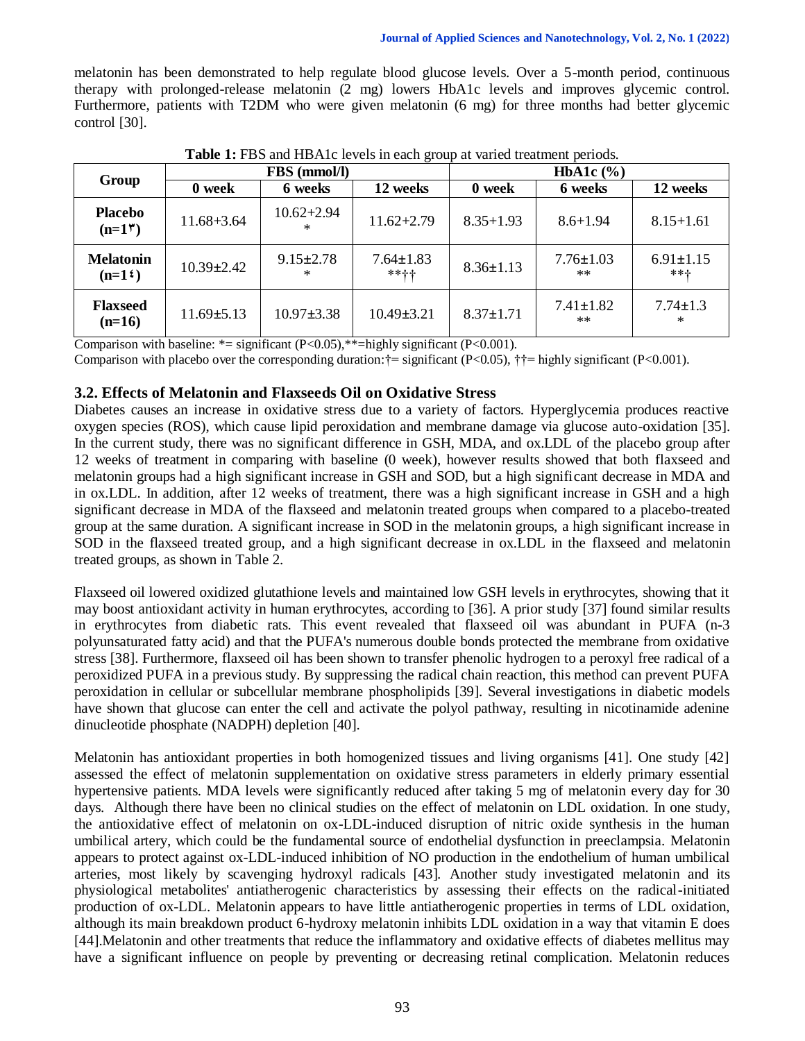melatonin has been demonstrated to help regulate blood glucose levels. Over a 5-month period, continuous therapy with prolonged-release melatonin (2 mg) lowers HbA1c levels and improves glycemic control. Furthermore, patients with T2DM who were given melatonin (6 mg) for three months had better glycemic control [30].

**Table 1:** FBS and HBA1c levels in each group at varied treatment periods.

| Group | FBS (mmol/l) | | | HbA1c (%) | | |
|---|---|---|---|---|---|---|
| | 0 week | 6 weeks | 12 weeks | 0 week | 6 weeks | 12 weeks |
| **Placebo (n=1۳)** | 11.68+3.64 | 10.62+2.94 * | 11.62+2.79 | 8.35+1.93 | 8.6+1.94 | 8.15+1.61 |
| **Melatonin (n=1٤)** | 10.39±2.42 | 9.15±2.78 * | 7.64±1.83 **†† | 8.36±1.13 | 7.76±1.03 ** | 6.91±1.15 **† |
| **Flaxseed (n=16)** | 11.69±5.13 | 10.97±3.38 | 10.49±3.21 | 8.37±1.71 | 7.41±1.82 ** | 7.74±1.3 * |

Comparison with baseline: *= significant ($P<0.05$),**=highly significant ($P<0.001$).

Comparison with placebo over the corresponding duration:†= significant ($P<0.05$), ††= highly significant ($P<0.001$).

### 3.2. Effects of Melatonin and Flaxseeds Oil on Oxidative Stress

Diabetes causes an increase in oxidative stress due to a variety of factors. Hyperglycemia produces reactive oxygen species (ROS), which cause lipid peroxidation and membrane damage via glucose auto-oxidation [35]. In the current study, there was no significant difference in GSH, MDA, and ox.LDL of the placebo group after 12 weeks of treatment in comparing with baseline (0 week), however results showed that both flaxseed and melatonin groups had a high significant increase in GSH and SOD, but a high significant decrease in MDA and in ox.LDL. In addition, after 12 weeks of treatment, there was a high significant increase in GSH and a high significant decrease in MDA of the flaxseed and melatonin treated groups when compared to a placebo-treated group at the same duration. A significant increase in SOD in the melatonin groups, a high significant increase in SOD in the flaxseed treated group, and a high significant decrease in ox.LDL in the flaxseed and melatonin treated groups, as shown in Table 2.

Flaxseed oil lowered oxidized glutathione levels and maintained low GSH levels in erythrocytes, showing that it may boost antioxidant activity in human erythrocytes, according to [36]. A prior study [37] found similar results in erythrocytes from diabetic rats. This event revealed that flaxseed oil was abundant in PUFA (n-3 polyunsaturated fatty acid) and that the PUFA's numerous double bonds protected the membrane from oxidative stress [38]. Furthermore, flaxseed oil has been shown to transfer phenolic hydrogen to a peroxyl free radical of a peroxidized PUFA in a previous study. By suppressing the radical chain reaction, this method can prevent PUFA peroxidation in cellular or subcellular membrane phospholipids [39]. Several investigations in diabetic models have shown that glucose can enter the cell and activate the polyol pathway, resulting in nicotinamide adenine dinucleotide phosphate (NADPH) depletion [40].

Melatonin has antioxidant properties in both homogenized tissues and living organisms [41]. One study [42] assessed the effect of melatonin supplementation on oxidative stress parameters in elderly primary essential hypertensive patients. MDA levels were significantly reduced after taking 5 mg of melatonin every day for 30 days. Although there have been no clinical studies on the effect of melatonin on LDL oxidation. In one study, the antioxidative effect of melatonin on ox-LDL-induced disruption of nitric oxide synthesis in the human umbilical artery, which could be the fundamental source of endothelial dysfunction in preeclampsia. Melatonin appears to protect against ox-LDL-induced inhibition of NO production in the endothelium of human umbilical arteries, most likely by scavenging hydroxyl radicals [43]. Another study investigated melatonin and its physiological metabolites' antiatherogenic characteristics by assessing their effects on the radical-initiated production of ox-LDL. Melatonin appears to have little antiatherogenic properties in terms of LDL oxidation, although its main breakdown product 6-hydroxy melatonin inhibits LDL oxidation in a way that vitamin E does [44].Melatonin and other treatments that reduce the inflammatory and oxidative effects of diabetes mellitus may have a significant influence on people by preventing or decreasing retinal complication. Melatonin reduces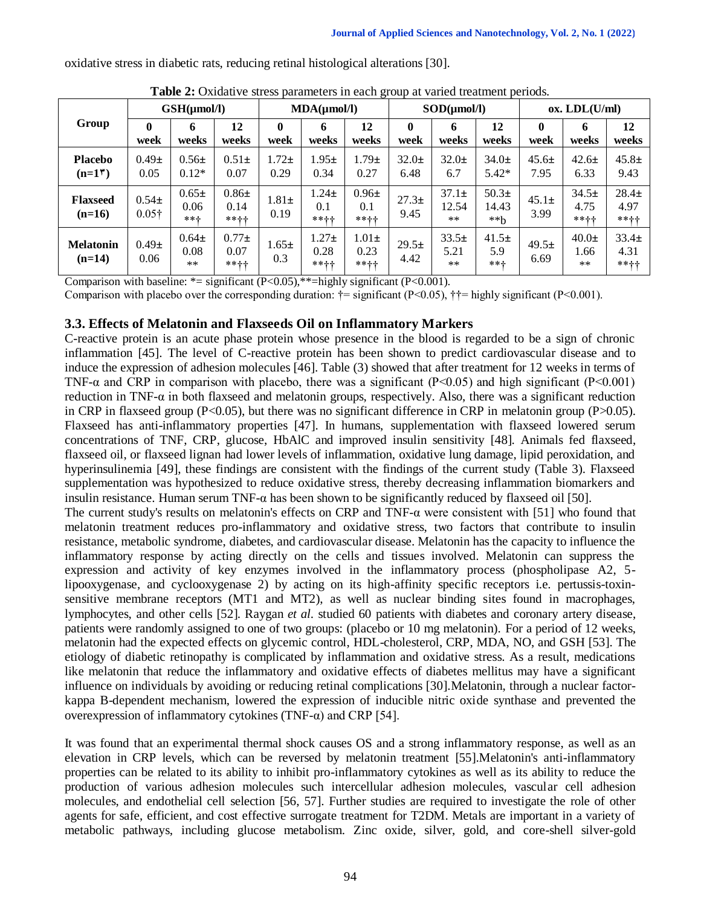oxidative stress in diabetic rats, reducing retinal histological alterations [30].

**Table 2:** Oxidative stress parameters in each group at varied treatment periods.

| Group | GSH(μmol/l) | | | MDA(μmol/l) | | | SOD(μmol/l) | | | ox. LDL(U/ml) | | |
|---|---|---|---|---|---|---|---|---|---|---|---|---|
| | 0 week | 6 weeks | 12 weeks | 0 week | 6 weeks | 12 weeks | 0 week | 6 weeks | 12 weeks | 0 week | 6 weeks | 12 weeks |
| **Placebo (n=1۳)** | 0.49± 0.05 | 0.56± 0.12* | 0.51± 0.07 | 1.72± 0.29 | 1.95± 0.34 | 1.79± 0.27 | 32.0± 6.48 | 32.0± 6.7 | 34.0± 5.42* | 45.6± 7.95 | 42.6± 6.33 | 45.8± 9.43 |
| **Flaxseed (n=16)** | 0.54± 0.05† | 0.65± 0.06 **† | 0.86± 0.14 **†† | 1.81± 0.19 | 1.24± 0.1 **†† | 0.96± 0.1 **†† | 27.3± 9.45 | 37.1± 12.54 ** | 50.3± 14.43 **b | 45.1± 3.99 | 34.5± 4.75 **†† | 28.4± 4.97 **†† |
| **Melatonin (n=14)** | 0.49± 0.06 | 0.64± 0.08 ** | 0.77± 0.07 **†† | 1.65± 0.3 | 1.27± 0.28 **†† | 1.01± 0.23 **†† | 29.5± 4.42 | 33.5± 5.21 ** | 41.5± 5.9 **† | 49.5± 6.69 | 40.0± 1.66 ** | 33.4± 4.31 **†† |

Comparison with baseline: *= significant ($P<0.05$),**=highly significant ($P<0.001$).

Comparison with placebo over the corresponding duration: †= significant ($P<0.05$), ††= highly significant ($P<0.001$).

### 3.3. Effects of Melatonin and Flaxseeds Oil on Inflammatory Markers

C-reactive protein is an acute phase protein whose presence in the blood is regarded to be a sign of chronic inflammation [45]. The level of C-reactive protein has been shown to predict cardiovascular disease and to induce the expression of adhesion molecules [46]. Table (3) showed that after treatment for 12 weeks in terms of TNF-α and CRP in comparison with placebo, there was a significant ($P<0.05$) and high significant ($P<0.001$) reduction in TNF-α in both flaxseed and melatonin groups, respectively. Also, there was a significant reduction in CRP in flaxseed group ($P<0.05$), but there was no significant difference in CRP in melatonin group ($P>0.05$). Flaxseed has anti-inflammatory properties [47]. In humans, supplementation with flaxseed lowered serum concentrations of TNF, CRP, glucose, HbAlC and improved insulin sensitivity [48]. Animals fed flaxseed, flaxseed oil, or flaxseed lignan had lower levels of inflammation, oxidative lung damage, lipid peroxidation, and hyperinsulinemia [49], these findings are consistent with the findings of the current study (Table 3). Flaxseed supplementation was hypothesized to reduce oxidative stress, thereby decreasing inflammation biomarkers and insulin resistance. Human serum TNF-α has been shown to be significantly reduced by flaxseed oil [50].

The current study's results on melatonin's effects on CRP and TNF-α were consistent with [51] who found that melatonin treatment reduces pro-inflammatory and oxidative stress, two factors that contribute to insulin resistance, metabolic syndrome, diabetes, and cardiovascular disease. Melatonin has the capacity to influence the inflammatory response by acting directly on the cells and tissues involved. Melatonin can suppress the expression and activity of key enzymes involved in the inflammatory process (phospholipase A2, 5-lipooxygenase, and cyclooxygenase 2) by acting on its high-affinity specific receptors i.e. pertussis-toxin-sensitive membrane receptors (MT1 and MT2), as well as nuclear binding sites found in macrophages, lymphocytes, and other cells [52]. Raygan *et al*. studied 60 patients with diabetes and coronary artery disease, patients were randomly assigned to one of two groups: (placebo or 10 mg melatonin). For a period of 12 weeks, melatonin had the expected effects on glycemic control, HDL-cholesterol, CRP, MDA, NO, and GSH [53]. The etiology of diabetic retinopathy is complicated by inflammation and oxidative stress. As a result, medications like melatonin that reduce the inflammatory and oxidative effects of diabetes mellitus may have a significant influence on individuals by avoiding or reducing retinal complications [30].Melatonin, through a nuclear factor-kappa B-dependent mechanism, lowered the expression of inducible nitric oxide synthase and prevented the overexpression of inflammatory cytokines (TNF-α) and CRP [54].

It was found that an experimental thermal shock causes OS and a strong inflammatory response, as well as an elevation in CRP levels, which can be reversed by melatonin treatment [55].Melatonin's anti-inflammatory properties can be related to its ability to inhibit pro-inflammatory cytokines as well as its ability to reduce the production of various adhesion molecules such intercellular adhesion molecules, vascular cell adhesion molecules, and endothelial cell selection [56, 57]. Further studies are required to investigate the role of other agents for safe, efficient, and cost effective surrogate treatment for T2DM. Metals are important in a variety of metabolic pathways, including glucose metabolism. Zinc oxide, silver, gold, and core-shell silver-gold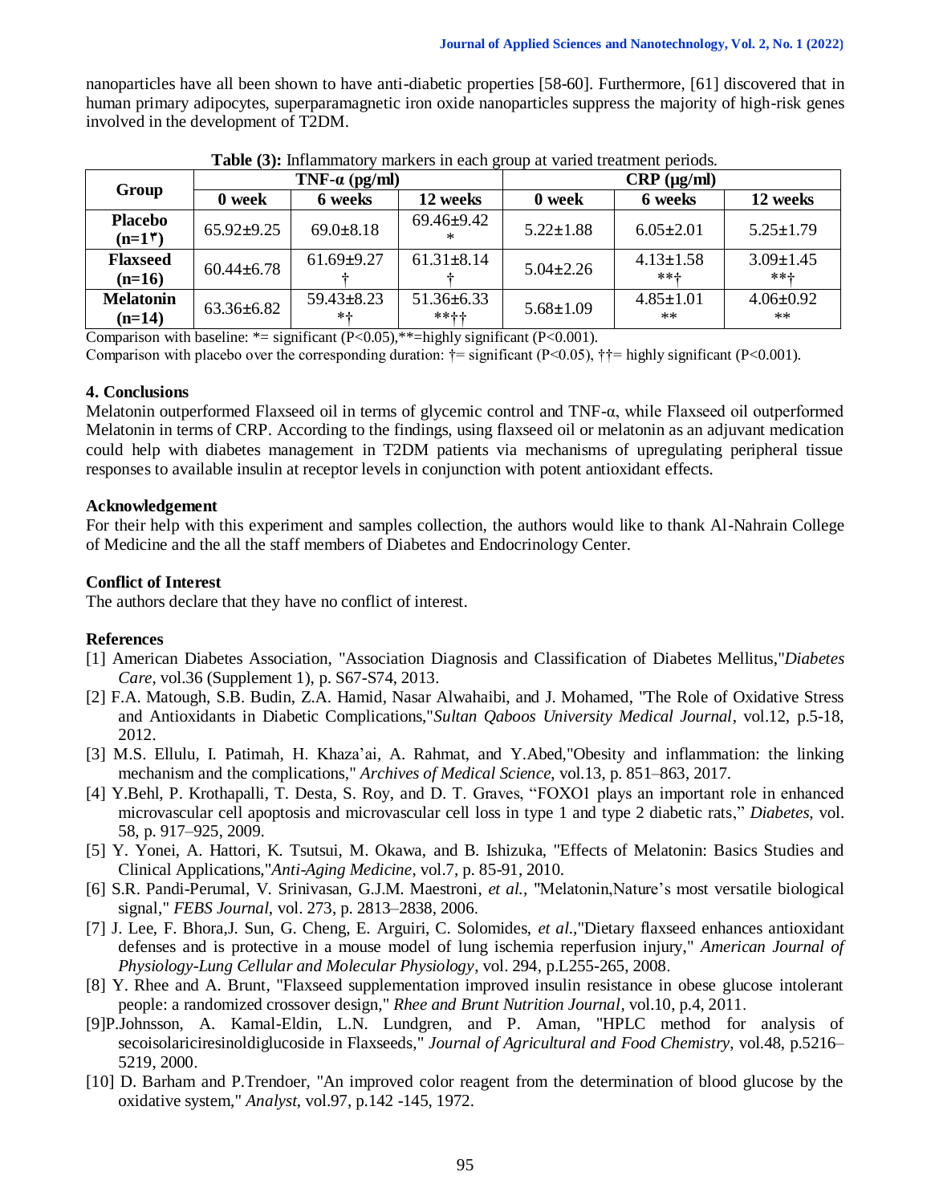nanoparticles have all been shown to have anti-diabetic properties [58-60]. Furthermore, [61] discovered that in human primary adipocytes, superparamagnetic iron oxide nanoparticles suppress the majority of high-risk genes involved in the development of T2DM.

**Table (3):** Inflammatory markers in each group at varied treatment periods.

| Group | TNF-α (pg/ml) | | | CRP (μg/ml) | | |
|---|---|---|---|---|---|---|
| | 0 week | 6 weeks | 12 weeks | 0 week | 6 weeks | 12 weeks |
| **Placebo (n=1٣)** | 65.92±9.25 | 69.0±8.18 | 69.46±9.42 * | 5.22±1.88 | 6.05±2.01 | 5.25±1.79 |
| **Flaxseed (n=16)** | 60.44±6.78 | 61.69±9.27 † | 61.31±8.14 † | 5.04±2.26 | 4.13±1.58 **† | 3.09±1.45 **† |
| **Melatonin (n=14)** | 63.36±6.82 | 59.43±8.23 *† | 51.36±6.33 **†† | 5.68±1.09 | 4.85±1.01 ** | 4.06±0.92 ** |

Comparison with baseline: *= significant ($P<0.05$),**=highly significant ($P<0.001$).

Comparison with placebo over the corresponding duration: †= significant ($P<0.05$), ††= highly significant ($P<0.001$).

## 4. Conclusions

Melatonin outperformed Flaxseed oil in terms of glycemic control and TNF-α, while Flaxseed oil outperformed Melatonin in terms of CRP. According to the findings, using flaxseed oil or melatonin as an adjuvant medication could help with diabetes management in T2DM patients via mechanisms of upregulating peripheral tissue responses to available insulin at receptor levels in conjunction with potent antioxidant effects.

## Acknowledgement

For their help with this experiment and samples collection, the authors would like to thank Al-Nahrain College of Medicine and the all the staff members of Diabetes and Endocrinology Center.

## Conflict of Interest

The authors declare that they have no conflict of interest.

## References

[1] American Diabetes Association, "Association Diagnosis and Classification of Diabetes Mellitus,"*Diabetes Care*, vol.36 (Supplement 1), p. S67-S74, 2013.

[2] F.A. Matough, S.B. Budin, Z.A. Hamid, Nasar Alwahaibi, and J. Mohamed, "The Role of Oxidative Stress and Antioxidants in Diabetic Complications,"*Sultan Qaboos University Medical Journal*, vol.12, p.5-18, 2012.

[3] M.S. Ellulu, I. Patimah, H. Khaza'ai, A. Rahmat, and Y.Abed,"Obesity and inflammation: the linking mechanism and the complications," *Archives of Medical Science*, vol.13, p. 851–863, 2017.

[4] Y.Behl, P. Krothapalli, T. Desta, S. Roy, and D. T. Graves, "FOXO1 plays an important role in enhanced microvascular cell apoptosis and microvascular cell loss in type 1 and type 2 diabetic rats," *Diabetes*, vol. 58, p. 917–925, 2009.

[5] Y. Yonei, A. Hattori, K. Tsutsui, M. Okawa, and B. Ishizuka, "Effects of Melatonin: Basics Studies and Clinical Applications,"*Anti-Aging Medicine*, vol.7, p. 85-91, 2010.

[6] S.R. Pandi-Perumal, V. Srinivasan, G.J.M. Maestroni, *et al.*, "Melatonin,Nature's most versatile biological signal," *FEBS Journal*, vol. 273, p. 2813–2838, 2006.

[7] J. Lee, F. Bhora,J. Sun, G. Cheng, E. Arguiri, C. Solomides, *et al.*,"Dietary flaxseed enhances antioxidant defenses and is protective in a mouse model of lung ischemia reperfusion injury," *American Journal of Physiology-Lung Cellular and Molecular Physiology*, vol. 294, p.L255-265, 2008.

[8] Y. Rhee and A. Brunt, "Flaxseed supplementation improved insulin resistance in obese glucose intolerant people: a randomized crossover design," *Rhee and Brunt Nutrition Journal*, vol.10, p.4, 2011.

[9]P.Johnsson, A. Kamal-Eldin, L.N. Lundgren, and P. Aman, "HPLC method for analysis of secoisolariciresinoldiglucoside in Flaxseeds," *Journal of Agricultural and Food Chemistry*, vol.48, p.5216–5219, 2000.

[10] D. Barham and P.Trendoer, "An improved color reagent from the determination of blood glucose by the oxidative system," *Analyst*, vol.97, p.142 -145, 1972.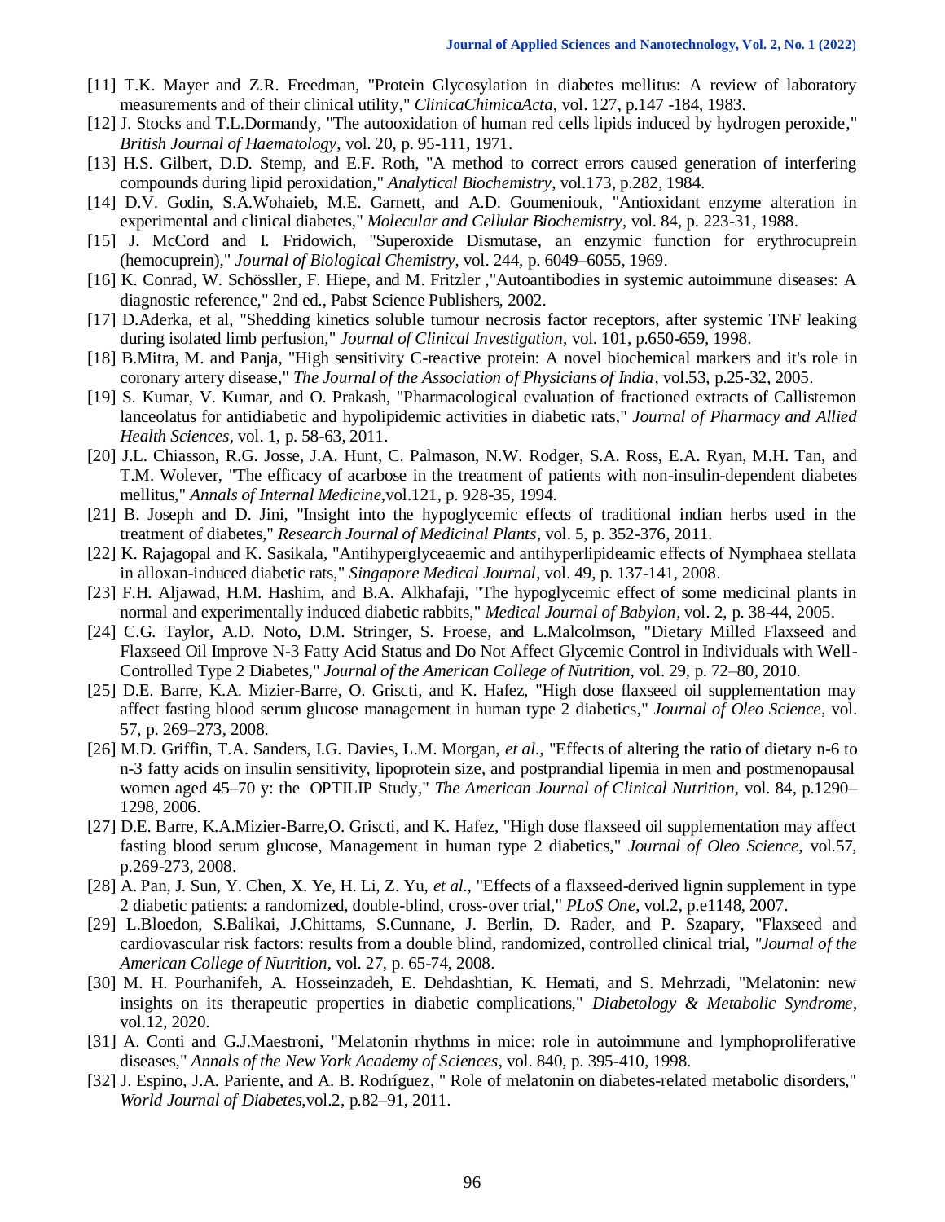[11] T.K. Mayer and Z.R. Freedman, "Protein Glycosylation in diabetes mellitus: A review of laboratory measurements and of their clinical utility," *ClinicaChimicaActa*, vol. 127, p.147 -184, 1983.

[12] J. Stocks and T.L.Dormandy, "The autooxidation of human red cells lipids induced by hydrogen peroxide," *British Journal of Haematology*, vol. 20, p. 95-111, 1971.

[13] H.S. Gilbert, D.D. Stemp, and E.F. Roth, "A method to correct errors caused generation of interfering compounds during lipid peroxidation," *Analytical Biochemistry*, vol.173, p.282, 1984.

[14] D.V. Godin, S.A.Wohaieb, M.E. Garnett, and A.D. Goumeniouk, "Antioxidant enzyme alteration in experimental and clinical diabetes," *Molecular and Cellular Biochemistry*, vol. 84, p. 223-31, 1988.

[15] J. McCord and I. Fridowich, "Superoxide Dismutase, an enzymic function for erythrocuprein (hemocuprein)," *Journal of Biological Chemistry*, vol. 244, p. 6049–6055, 1969.

[16] K. Conrad, W. Schössller, F. Hiepe, and M. Fritzler ,"Autoantibodies in systemic autoimmune diseases: A diagnostic reference," 2nd ed., Pabst Science Publishers, 2002.

[17] D.Aderka, et al, "Shedding kinetics soluble tumour necrosis factor receptors, after systemic TNF leaking during isolated limb perfusion," *Journal of Clinical Investigation*, vol. 101, p.650-659, 1998.

[18] B.Mitra, M. and Panja, "High sensitivity C-reactive protein: A novel biochemical markers and it's role in coronary artery disease," *The Journal of the Association of Physicians of India*, vol.53, p.25-32, 2005.

[19] S. Kumar, V. Kumar, and O. Prakash, "Pharmacological evaluation of fractioned extracts of Callistemon lanceolatus for antidiabetic and hypolipidemic activities in diabetic rats," *Journal of Pharmacy and Allied Health Sciences*, vol. 1, p. 58-63, 2011.

[20] J.L. Chiasson, R.G. Josse, J.A. Hunt, C. Palmason, N.W. Rodger, S.A. Ross, E.A. Ryan, M.H. Tan, and T.M. Wolever, "The efficacy of acarbose in the treatment of patients with non-insulin-dependent diabetes mellitus," *Annals of Internal Medicine*,vol.121, p. 928-35, 1994.

[21] B. Joseph and D. Jini, "Insight into the hypoglycemic effects of traditional indian herbs used in the treatment of diabetes," *Research Journal of Medicinal Plants*, vol. 5, p. 352-376, 2011.

[22] K. Rajagopal and K. Sasikala, "Antihyperglyceaemic and antihyperlipideamic effects of Nymphaea stellata in alloxan-induced diabetic rats," *Singapore Medical Journal*, vol. 49, p. 137-141, 2008.

[23] F.H. Aljawad, H.M. Hashim, and B.A. Alkhafaji, "The hypoglycemic effect of some medicinal plants in normal and experimentally induced diabetic rabbits," *Medical Journal of Babylon*, vol. 2, p. 38-44, 2005.

[24] C.G. Taylor, A.D. Noto, D.M. Stringer, S. Froese, and L.Malcolmson, "Dietary Milled Flaxseed and Flaxseed Oil Improve N-3 Fatty Acid Status and Do Not Affect Glycemic Control in Individuals with Well-Controlled Type 2 Diabetes," *Journal of the American College of Nutrition*, vol. 29, p. 72–80, 2010.

[25] D.E. Barre, K.A. Mizier-Barre, O. Griscti, and K. Hafez, "High dose flaxseed oil supplementation may affect fasting blood serum glucose management in human type 2 diabetics," *Journal of Oleo Science*, vol. 57, p. 269–273, 2008.

[26] M.D. Griffin, T.A. Sanders, I.G. Davies, L.M. Morgan, *et al.*, "Effects of altering the ratio of dietary n-6 to n-3 fatty acids on insulin sensitivity, lipoprotein size, and postprandial lipemia in men and postmenopausal women aged 45–70 y: the OPTILIP Study," *The American Journal of Clinical Nutrition*, vol. 84, p.1290–1298, 2006.

[27] D.E. Barre, K.A.Mizier-Barre,O. Griscti, and K. Hafez, "High dose flaxseed oil supplementation may affect fasting blood serum glucose, Management in human type 2 diabetics," *Journal of Oleo Science*, vol.57, p.269-273, 2008.

[28] A. Pan, J. Sun, Y. Chen, X. Ye, H. Li, Z. Yu, *et al.*, "Effects of a flaxseed-derived lignin supplement in type 2 diabetic patients: a randomized, double-blind, cross-over trial," *PLoS One*, vol.2, p.e1148, 2007.

[29] L.Bloedon, S.Balikai, J.Chittams, S.Cunnane, J. Berlin, D. Rader, and P. Szapary, "Flaxseed and cardiovascular risk factors: results from a double blind, randomized, controlled clinical trial, *"Journal of the American College of Nutrition*, vol. 27, p. 65-74, 2008.

[30] M. H. Pourhanifeh, A. Hosseinzadeh, E. Dehdashtian, K. Hemati, and S. Mehrzadi, "Melatonin: new insights on its therapeutic properties in diabetic complications," *Diabetology & Metabolic Syndrome*, vol.12, 2020.

[31] A. Conti and G.J.Maestroni, "Melatonin rhythms in mice: role in autoimmune and lymphoproliferative diseases," *Annals of the New York Academy of Sciences*, vol. 840, p. 395-410, 1998.

[32] J. Espino, J.A. Pariente, and A. B. Rodríguez, " Role of melatonin on diabetes-related metabolic disorders," *World Journal of Diabetes*,vol.2, p.82–91, 2011.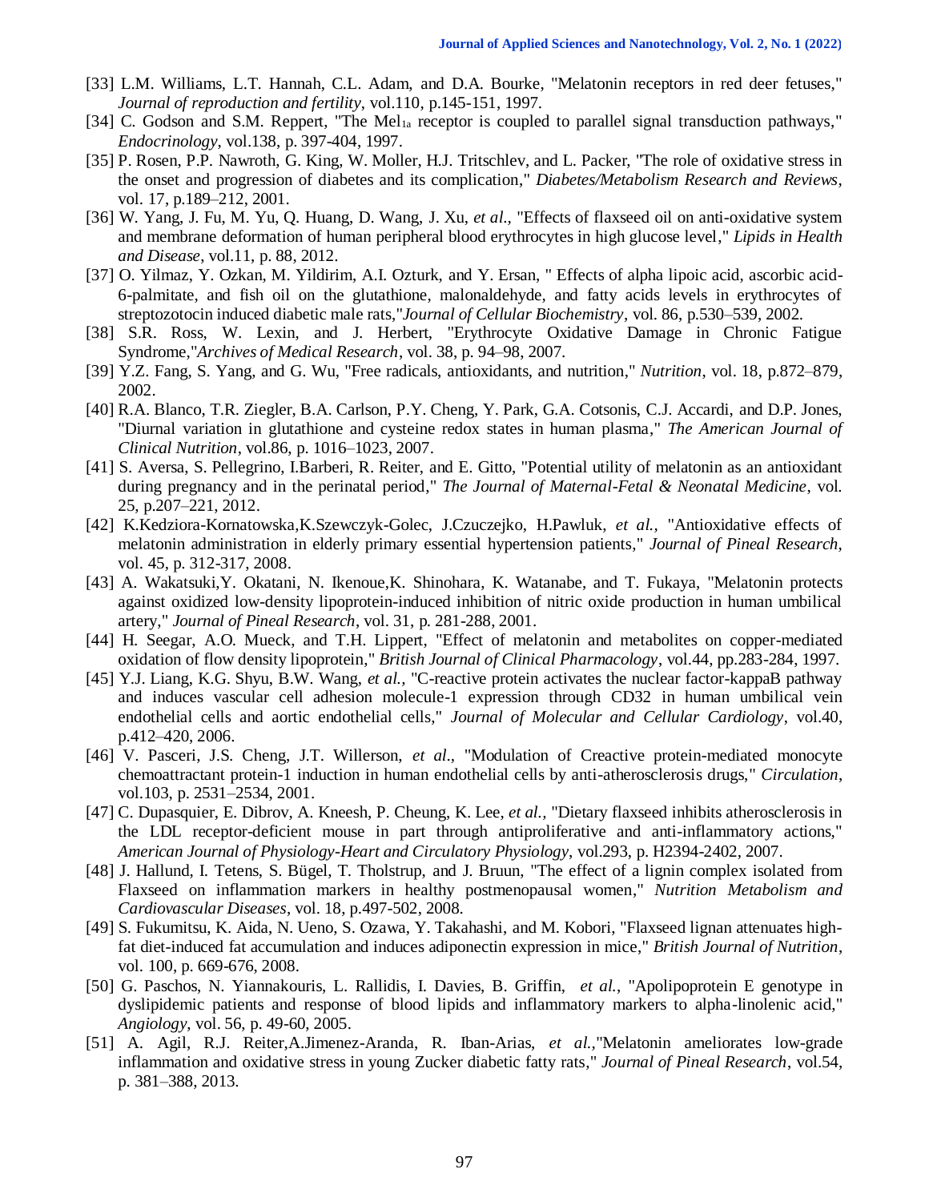[33] L.M. Williams, L.T. Hannah, C.L. Adam, and D.A. Bourke, "Melatonin receptors in red deer fetuses," *Journal of reproduction and fertility*, vol.110, p.145-151, 1997.

[34] C. Godson and S.M. Reppert, "The $Mel_{1a}$ receptor is coupled to parallel signal transduction pathways," *Endocrinology*, vol.138, p. 397-404, 1997.

[35] P. Rosen, P.P. Nawroth, G. King, W. Moller, H.J. Tritschlev, and L. Packer, "The role of oxidative stress in the onset and progression of diabetes and its complication," *Diabetes/Metabolism Research and Reviews*, vol. 17, p.189–212, 2001.

[36] W. Yang, J. Fu, M. Yu, Q. Huang, D. Wang, J. Xu, *et al.,* "Effects of flaxseed oil on anti-oxidative system and membrane deformation of human peripheral blood erythrocytes in high glucose level," *Lipids in Health and Disease*, vol.11, p. 88, 2012.

[37] O. Yilmaz, Y. Ozkan, M. Yildirim, A.I. Ozturk, and Y. Ersan, " Effects of alpha lipoic acid, ascorbic acid-6-palmitate, and fish oil on the glutathione, malonaldehyde, and fatty acids levels in erythrocytes of streptozotocin induced diabetic male rats,"*Journal of Cellular Biochemistry*, vol. 86, p.530–539, 2002.

[38] S.R. Ross, W. Lexin, and J. Herbert, "Erythrocyte Oxidative Damage in Chronic Fatigue Syndrome,"*Archives of Medical Research*, vol. 38, p. 94–98, 2007.

[39] Y.Z. Fang, S. Yang, and G. Wu, "Free radicals, antioxidants, and nutrition," *Nutrition*, vol. 18, p.872–879, 2002.

[40] R.A. Blanco, T.R. Ziegler, B.A. Carlson, P.Y. Cheng, Y. Park, G.A. Cotsonis, C.J. Accardi, and D.P. Jones, "Diurnal variation in glutathione and cysteine redox states in human plasma," *The American Journal of Clinical Nutrition*, vol.86, p. 1016–1023, 2007.

[41] S. Aversa, S. Pellegrino, I.Barberi, R. Reiter, and E. Gitto, "Potential utility of melatonin as an antioxidant during pregnancy and in the perinatal period," *The Journal of Maternal-Fetal & Neonatal Medicine*, vol. 25, p.207–221, 2012.

[42] K.Kedziora-Kornatowska,K.Szewczyk-Golec, J.Czuczejko, H.Pawluk, *et al.,* "Antioxidative effects of melatonin administration in elderly primary essential hypertension patients," *Journal of Pineal Research*, vol. 45, p. 312-317, 2008.

[43] A. Wakatsuki,Y. Okatani, N. Ikenoue,K. Shinohara, K. Watanabe, and T. Fukaya, "Melatonin protects against oxidized low-density lipoprotein-induced inhibition of nitric oxide production in human umbilical artery," *Journal of Pineal Research*, vol. 31, p. 281-288, 2001.

[44] H. Seegar, A.O. Mueck, and T.H. Lippert, "Effect of melatonin and metabolites on copper-mediated oxidation of flow density lipoprotein," *British Journal of Clinical Pharmacology*, vol.44, pp.283-284, 1997.

[45] Y.J. Liang, K.G. Shyu, B.W. Wang, *et al.,* "C-reactive protein activates the nuclear factor-kappaB pathway and induces vascular cell adhesion molecule-1 expression through CD32 in human umbilical vein endothelial cells and aortic endothelial cells," *Journal of Molecular and Cellular Cardiology*, vol.40, p.412–420, 2006.

[46] V. Pasceri, J.S. Cheng, J.T. Willerson, *et al.,* "Modulation of Creactive protein-mediated monocyte chemoattractant protein-1 induction in human endothelial cells by anti-atherosclerosis drugs," *Circulation*, vol.103, p. 2531–2534, 2001.

[47] C. Dupasquier, E. Dibrov, A. Kneesh, P. Cheung, K. Lee, *et al.,* "Dietary flaxseed inhibits atherosclerosis in the LDL receptor-deficient mouse in part through antiproliferative and anti-inflammatory actions," *American Journal of Physiology-Heart and Circulatory Physiology*, vol.293, p. H2394-2402, 2007.

[48] J. Hallund, I. Tetens, S. Bügel, T. Tholstrup, and J. Bruun, "The effect of a lignin complex isolated from Flaxseed on inflammation markers in healthy postmenopausal women," *Nutrition Metabolism and Cardiovascular Diseases*, vol. 18, p.497-502, 2008.

[49] S. Fukumitsu, K. Aida, N. Ueno, S. Ozawa, Y. Takahashi, and M. Kobori, "Flaxseed lignan attenuates high-fat diet-induced fat accumulation and induces adiponectin expression in mice," *British Journal of Nutrition*, vol. 100, p. 669-676, 2008.

[50] G. Paschos, N. Yiannakouris, L. Rallidis, I. Davies, B. Griffin, *et al.*, "Apolipoprotein E genotype in dyslipidemic patients and response of blood lipids and inflammatory markers to alpha-linolenic acid," *Angiology*, vol. 56, p. 49-60, 2005.

[51] A. Agil, R.J. Reiter,A.Jimenez-Aranda, R. Iban-Arias, *et al.,*"Melatonin ameliorates low-grade inflammation and oxidative stress in young Zucker diabetic fatty rats," *Journal of Pineal Research*, vol.54, p. 381–388, 2013.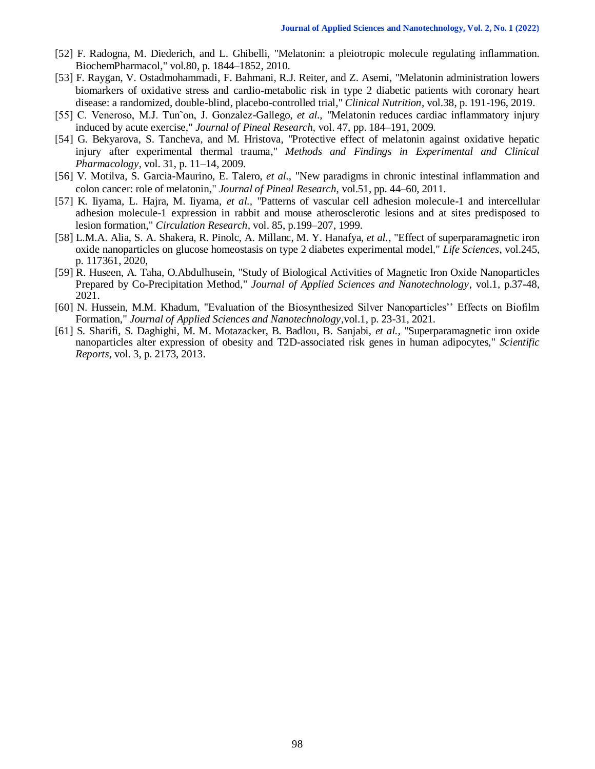[52] F. Radogna, M. Diederich, and L. Ghibelli, "Melatonin: a pleiotropic molecule regulating inflammation. BiochemPharmacol," vol.80, p. 1844–1852, 2010.

[53] F. Raygan, V. Ostadmohammadi, F. Bahmani, R.J. Reiter, and Z. Asemi, "Melatonin administration lowers biomarkers of oxidative stress and cardio-metabolic risk in type 2 diabetic patients with coronary heart disease: a randomized, double-blind, placebo-controlled trial," *Clinical Nutrition*, vol.38, p. 191-196, 2019.

[55] C. Veneroso, M.J. Tun˜on, J. Gonzalez-Gallego, *et al.*, "Melatonin reduces cardiac inflammatory injury induced by acute exercise," *Journal of Pineal Research*, vol. 47, pp. 184–191, 2009.

[54] G. Bekyarova, S. Tancheva, and M. Hristova, "Protective effect of melatonin against oxidative hepatic injury after experimental thermal trauma," *Methods and Findings in Experimental and Clinical Pharmacology*, vol. 31, p. 11–14, 2009.

[56] V. Motilva, S. Garcia-Maurino, E. Talero, *et al.*, "New paradigms in chronic intestinal inflammation and colon cancer: role of melatonin," *Journal of Pineal Research*, vol.51, pp. 44–60, 2011.

[57] K. Iiyama, L. Hajra, M. Iiyama, *et al.*, "Patterns of vascular cell adhesion molecule-1 and intercellular adhesion molecule-1 expression in rabbit and mouse atherosclerotic lesions and at sites predisposed to lesion formation," *Circulation Research*, vol. 85, p.199–207, 1999.

[58] L.M.A. Alia, S. A. Shakera, R. Pinolc, A. Millanc, M. Y. Hanafya, *et al.*, "Effect of superparamagnetic iron oxide nanoparticles on glucose homeostasis on type 2 diabetes experimental model," *Life Sciences*, vol.245, p. 117361, 2020,

[59] R. Huseen, A. Taha, O.Abdulhusein, "Study of Biological Activities of Magnetic Iron Oxide Nanoparticles Prepared by Co-Precipitation Method," *Journal of Applied Sciences and Nanotechnology*, vol.1, p.37-48, 2021.

[60] N. Hussein, M.M. Khadum, "Evaluation of the Biosynthesized Silver Nanoparticles'' Effects on Biofilm Formation," *Journal of Applied Sciences and Nanotechnology*,vol.1, p. 23-31, 2021.

[61] S. Sharifi, S. Daghighi, M. M. Motazacker, B. Badlou, B. Sanjabi, *et al.,* "Superparamagnetic iron oxide nanoparticles alter expression of obesity and T2D-associated risk genes in human adipocytes," *Scientific Reports*, vol. 3, p. 2173, 2013.